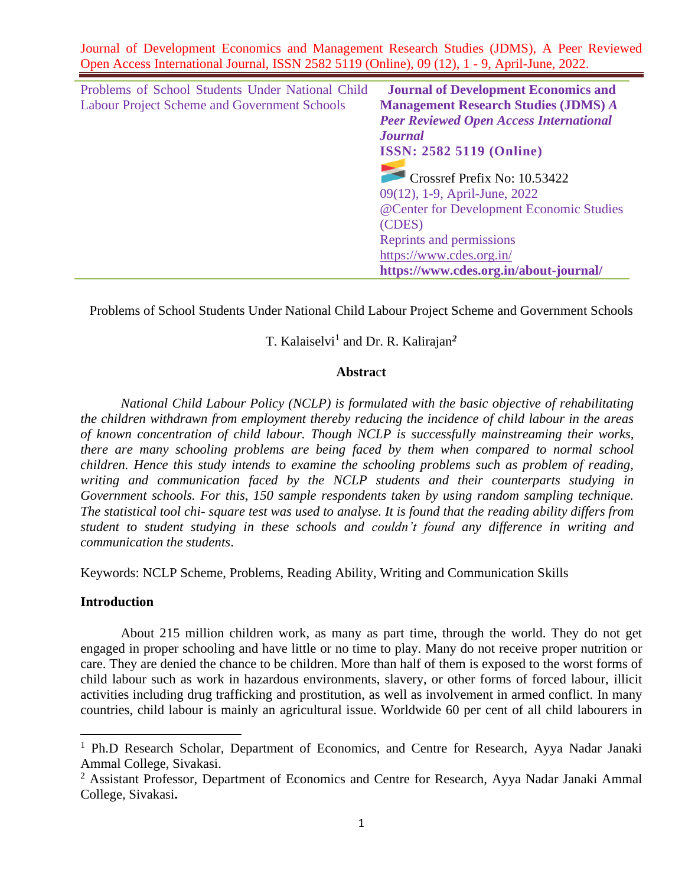Problems of School Students Under National Child Labour Project Scheme and Government Schools

**Journal of Development Economics and Management Research Studies (JDMS)** ***A Peer Reviewed Open Access International Journal***

**ISSN: 2582 5119 (Online)**

Crossref Prefix No: 10.53422

09(12), 1-9, April-June, 2022

@Center for Development Economic Studies (CDES)

Reprints and permissions

https://www.cdes.org.in/

**https://www.cdes.org.in/about-journal/**

# Problems of School Students Under National Child Labour Project Scheme and Government Schools

T. Kalaiselvi[1] and Dr. R. Kalirajan[2]

## Abstract

*National Child Labour Policy (NCLP) is formulated with the basic objective of rehabilitating the children withdrawn from employment thereby reducing the incidence of child labour in the areas of known concentration of child labour. Though NCLP is successfully mainstreaming their works, there are many schooling problems are being faced by them when compared to normal school children. Hence this study intends to examine the schooling problems such as problem of reading, writing and communication faced by the NCLP students and their counterparts studying in Government schools. For this, 150 sample respondents taken by using random sampling technique. The statistical tool chi- square test was used to analyse. It is found that the reading ability differs from student to student studying in these schools and couldn't found any difference in writing and communication the students*.

Keywords: NCLP Scheme, Problems, Reading Ability, Writing and Communication Skills

## Introduction

About 215 million children work, as many as part time, through the world. They do not get engaged in proper schooling and have little or no time to play. Many do not receive proper nutrition or care. They are denied the chance to be children. More than half of them is exposed to the worst forms of child labour such as work in hazardous environments, slavery, or other forms of forced labour, illicit activities including drug trafficking and prostitution, as well as involvement in armed conflict. In many countries, child labour is mainly an agricultural issue. Worldwide 60 per cent of all child labourers in

---

[1] Ph.D Research Scholar, Department of Economics, and Centre for Research, Ayya Nadar Janaki Ammal College, Sivakasi.

[2] Assistant Professor, Department of Economics and Centre for Research, Ayya Nadar Janaki Ammal College, Sivakasi.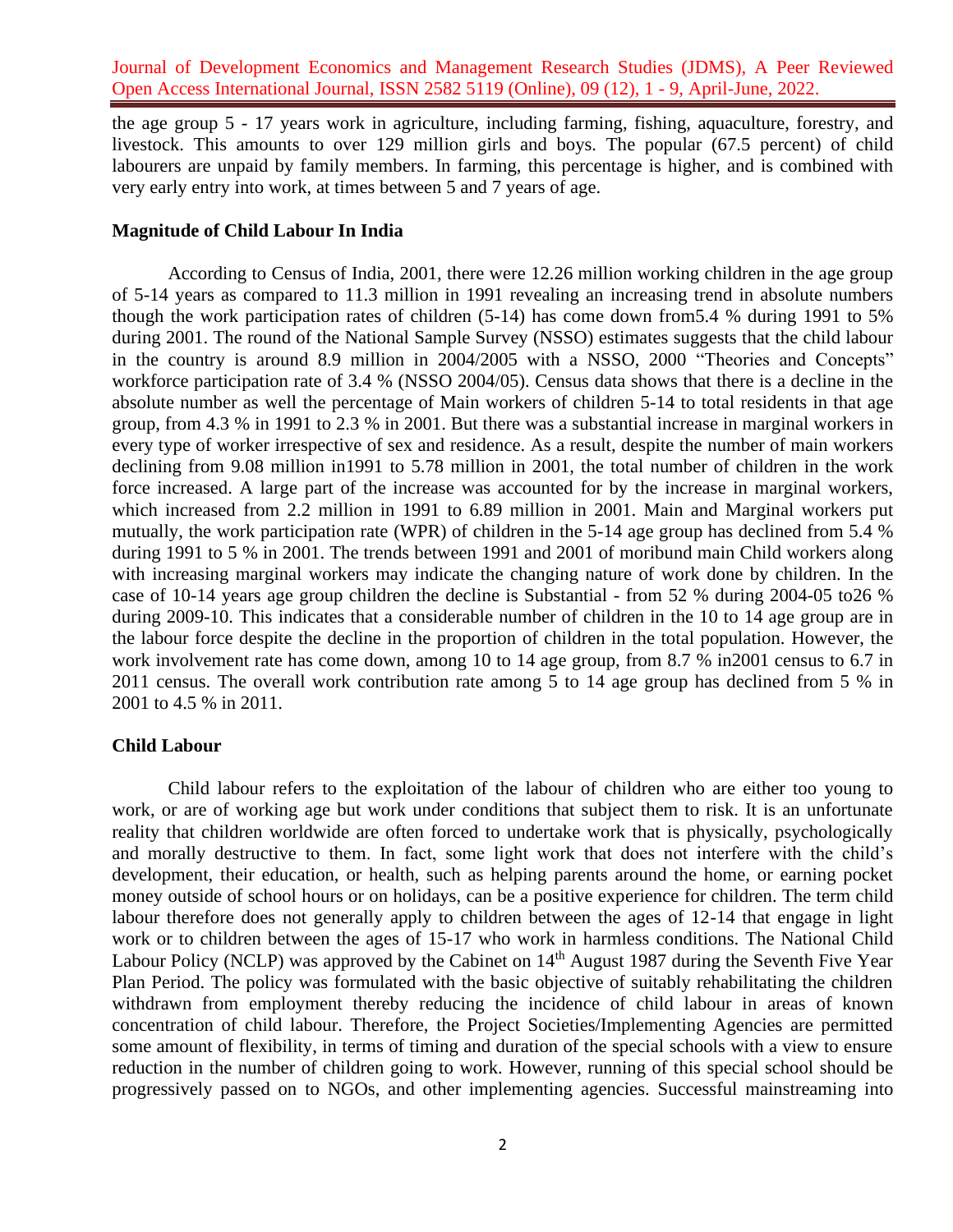the age group 5 - 17 years work in agriculture, including farming, fishing, aquaculture, forestry, and livestock. This amounts to over 129 million girls and boys. The popular (67.5 percent) of child labourers are unpaid by family members. In farming, this percentage is higher, and is combined with very early entry into work, at times between 5 and 7 years of age.

**Magnitude of Child Labour In India**

According to Census of India, 2001, there were 12.26 million working children in the age group of 5-14 years as compared to 11.3 million in 1991 revealing an increasing trend in absolute numbers though the work participation rates of children (5-14) has come down from5.4 % during 1991 to 5% during 2001. The round of the National Sample Survey (NSSO) estimates suggests that the child labour in the country is around 8.9 million in 2004/2005 with a NSSO, 2000 "Theories and Concepts" workforce participation rate of 3.4 % (NSSO 2004/05). Census data shows that there is a decline in the absolute number as well the percentage of Main workers of children 5-14 to total residents in that age group, from 4.3 % in 1991 to 2.3 % in 2001. But there was a substantial increase in marginal workers in every type of worker irrespective of sex and residence. As a result, despite the number of main workers declining from 9.08 million in1991 to 5.78 million in 2001, the total number of children in the work force increased. A large part of the increase was accounted for by the increase in marginal workers, which increased from 2.2 million in 1991 to 6.89 million in 2001. Main and Marginal workers put mutually, the work participation rate (WPR) of children in the 5-14 age group has declined from 5.4 % during 1991 to 5 % in 2001. The trends between 1991 and 2001 of moribund main Child workers along with increasing marginal workers may indicate the changing nature of work done by children. In the case of 10-14 years age group children the decline is Substantial - from 52 % during 2004-05 to26 % during 2009-10. This indicates that a considerable number of children in the 10 to 14 age group are in the labour force despite the decline in the proportion of children in the total population. However, the work involvement rate has come down, among 10 to 14 age group, from 8.7 % in2001 census to 6.7 in 2011 census. The overall work contribution rate among 5 to 14 age group has declined from 5 % in 2001 to 4.5 % in 2011.

**Child Labour**

Child labour refers to the exploitation of the labour of children who are either too young to work, or are of working age but work under conditions that subject them to risk. It is an unfortunate reality that children worldwide are often forced to undertake work that is physically, psychologically and morally destructive to them. In fact, some light work that does not interfere with the child's development, their education, or health, such as helping parents around the home, or earning pocket money outside of school hours or on holidays, can be a positive experience for children. The term child labour therefore does not generally apply to children between the ages of 12-14 that engage in light work or to children between the ages of 15-17 who work in harmless conditions. The National Child Labour Policy (NCLP) was approved by the Cabinet on 14th August 1987 during the Seventh Five Year Plan Period. The policy was formulated with the basic objective of suitably rehabilitating the children withdrawn from employment thereby reducing the incidence of child labour in areas of known concentration of child labour. Therefore, the Project Societies/Implementing Agencies are permitted some amount of flexibility, in terms of timing and duration of the special schools with a view to ensure reduction in the number of children going to work. However, running of this special school should be progressively passed on to NGOs, and other implementing agencies. Successful mainstreaming into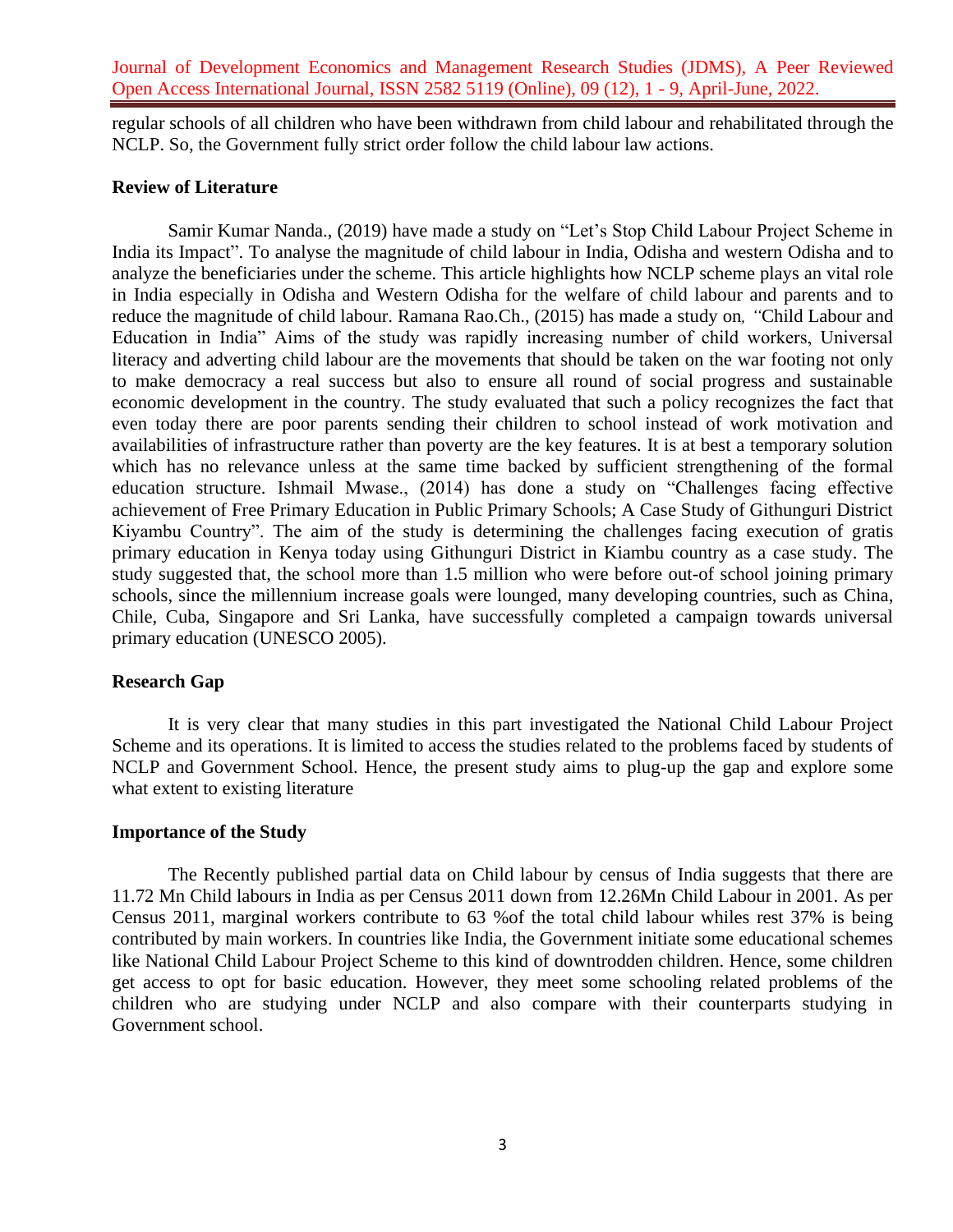regular schools of all children who have been withdrawn from child labour and rehabilitated through the NCLP. So, the Government fully strict order follow the child labour law actions.

**Review of Literature**

Samir Kumar Nanda., (2019) have made a study on "Let's Stop Child Labour Project Scheme in India its Impact". To analyse the magnitude of child labour in India, Odisha and western Odisha and to analyze the beneficiaries under the scheme. This article highlights how NCLP scheme plays an vital role in India especially in Odisha and Western Odisha for the welfare of child labour and parents and to reduce the magnitude of child labour. Ramana Rao.Ch., (2015) has made a study on*, "*Child Labour and Education in India" Aims of the study was rapidly increasing number of child workers, Universal literacy and adverting child labour are the movements that should be taken on the war footing not only to make democracy a real success but also to ensure all round of social progress and sustainable economic development in the country. The study evaluated that such a policy recognizes the fact that even today there are poor parents sending their children to school instead of work motivation and availabilities of infrastructure rather than poverty are the key features. It is at best a temporary solution which has no relevance unless at the same time backed by sufficient strengthening of the formal education structure. Ishmail Mwase., (2014) has done a study on "Challenges facing effective achievement of Free Primary Education in Public Primary Schools; A Case Study of Githunguri District Kiyambu Country". The aim of the study is determining the challenges facing execution of gratis primary education in Kenya today using Githunguri District in Kiambu country as a case study. The study suggested that, the school more than 1.5 million who were before out-of school joining primary schools, since the millennium increase goals were lounged, many developing countries, such as China, Chile, Cuba, Singapore and Sri Lanka, have successfully completed a campaign towards universal primary education (UNESCO 2005).

**Research Gap**

It is very clear that many studies in this part investigated the National Child Labour Project Scheme and its operations. It is limited to access the studies related to the problems faced by students of NCLP and Government School. Hence, the present study aims to plug-up the gap and explore some what extent to existing literature

**Importance of the Study**

The Recently published partial data on Child labour by census of India suggests that there are 11.72 Mn Child labours in India as per Census 2011 down from 12.26Mn Child Labour in 2001. As per Census 2011, marginal workers contribute to 63 %of the total child labour whiles rest 37% is being contributed by main workers. In countries like India, the Government initiate some educational schemes like National Child Labour Project Scheme to this kind of downtrodden children. Hence, some children get access to opt for basic education. However, they meet some schooling related problems of the children who are studying under NCLP and also compare with their counterparts studying in Government school.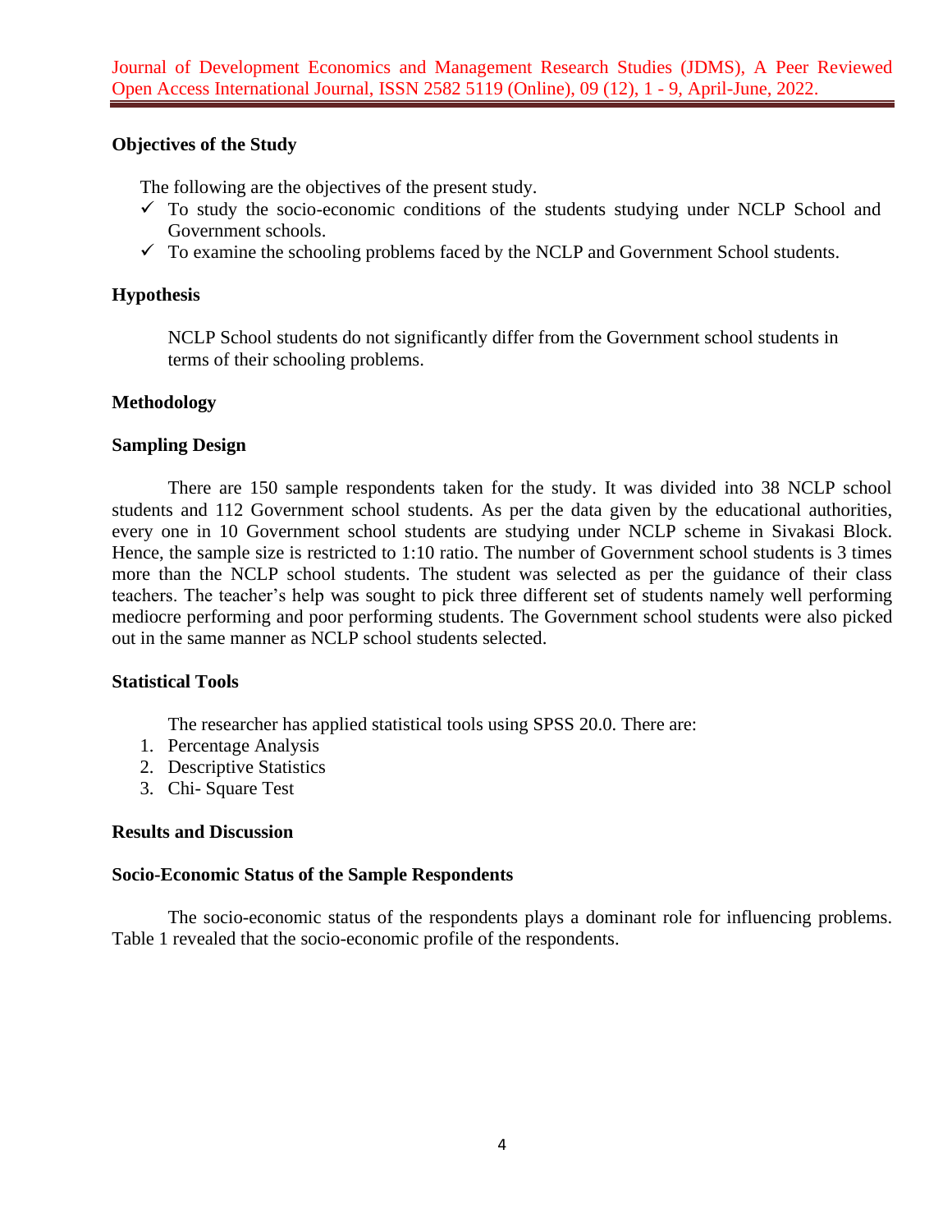## Objectives of the Study

The following are the objectives of the present study.

- ✓ To study the socio-economic conditions of the students studying under NCLP School and Government schools.
- ✓ To examine the schooling problems faced by the NCLP and Government School students.

## Hypothesis

NCLP School students do not significantly differ from the Government school students in terms of their schooling problems.

## Methodology

### Sampling Design

There are 150 sample respondents taken for the study. It was divided into 38 NCLP school students and 112 Government school students. As per the data given by the educational authorities, every one in 10 Government school students are studying under NCLP scheme in Sivakasi Block. Hence, the sample size is restricted to 1:10 ratio. The number of Government school students is 3 times more than the NCLP school students. The student was selected as per the guidance of their class teachers. The teacher's help was sought to pick three different set of students namely well performing mediocre performing and poor performing students. The Government school students were also picked out in the same manner as NCLP school students selected.

### Statistical Tools

The researcher has applied statistical tools using SPSS 20.0. There are:

1. Percentage Analysis
2. Descriptive Statistics
3. Chi- Square Test

## Results and Discussion

### Socio-Economic Status of the Sample Respondents

The socio-economic status of the respondents plays a dominant role for influencing problems. Table 1 revealed that the socio-economic profile of the respondents.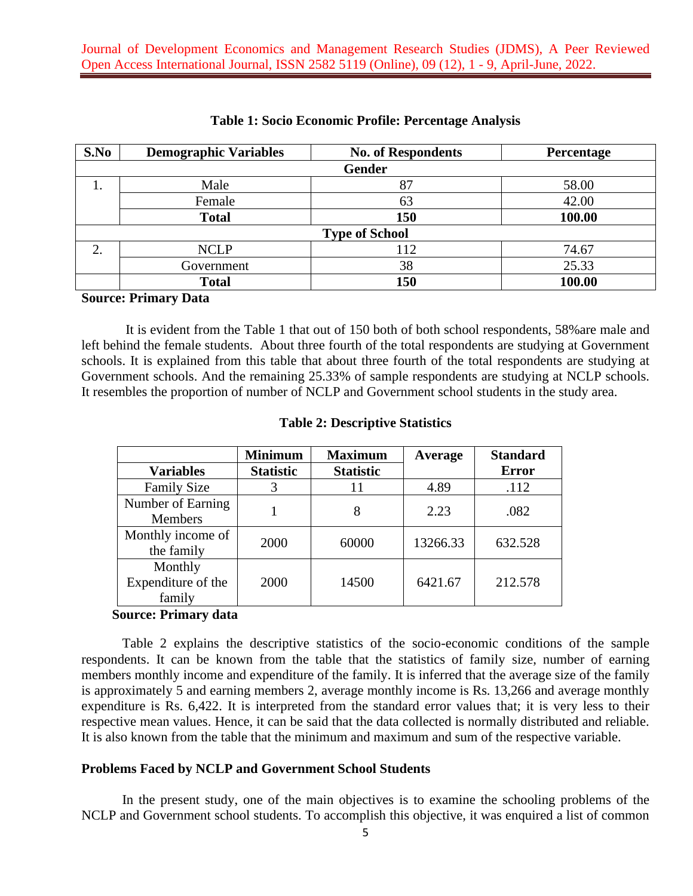**Table 1: Socio Economic Profile: Percentage Analysis**

| S.No | Demographic Variables | No. of Respondents | Percentage |
|---|---|---|---|
| | **Gender** | | |
| 1. | Male | 87 | 58.00 |
| | Female | 63 | 42.00 |
| | **Total** | **150** | **100.00** |
| | **Type of School** | | |
| 2. | NCLP | 112 | 74.67 |
| | Government | 38 | 25.33 |
| | **Total** | **150** | **100.00** |

**Source: Primary Data**

It is evident from the Table 1 that out of 150 both of both school respondents, 58%are male and left behind the female students. About three fourth of the total respondents are studying at Government schools. It is explained from this table that about three fourth of the total respondents are studying at Government schools. And the remaining 25.33% of sample respondents are studying at NCLP schools. It resembles the proportion of number of NCLP and Government school students in the study area.

**Table 2: Descriptive Statistics**

| Variables | Minimum Statistic | Maximum Statistic | Average | Standard Error |
|---|---|---|---|---|
| Family Size | 3 | 11 | 4.89 | .112 |
| Number of Earning Members | 1 | 8 | 2.23 | .082 |
| Monthly income of the family | 2000 | 60000 | 13266.33 | 632.528 |
| Monthly Expenditure of the family | 2000 | 14500 | 6421.67 | 212.578 |

**Source: Primary data**

Table 2 explains the descriptive statistics of the socio-economic conditions of the sample respondents. It can be known from the table that the statistics of family size, number of earning members monthly income and expenditure of the family. It is inferred that the average size of the family is approximately 5 and earning members 2, average monthly income is Rs. 13,266 and average monthly expenditure is Rs. 6,422. It is interpreted from the standard error values that; it is very less to their respective mean values. Hence, it can be said that the data collected is normally distributed and reliable. It is also known from the table that the minimum and maximum and sum of the respective variable.

**Problems Faced by NCLP and Government School Students**

In the present study, one of the main objectives is to examine the schooling problems of the NCLP and Government school students. To accomplish this objective, it was enquired a list of common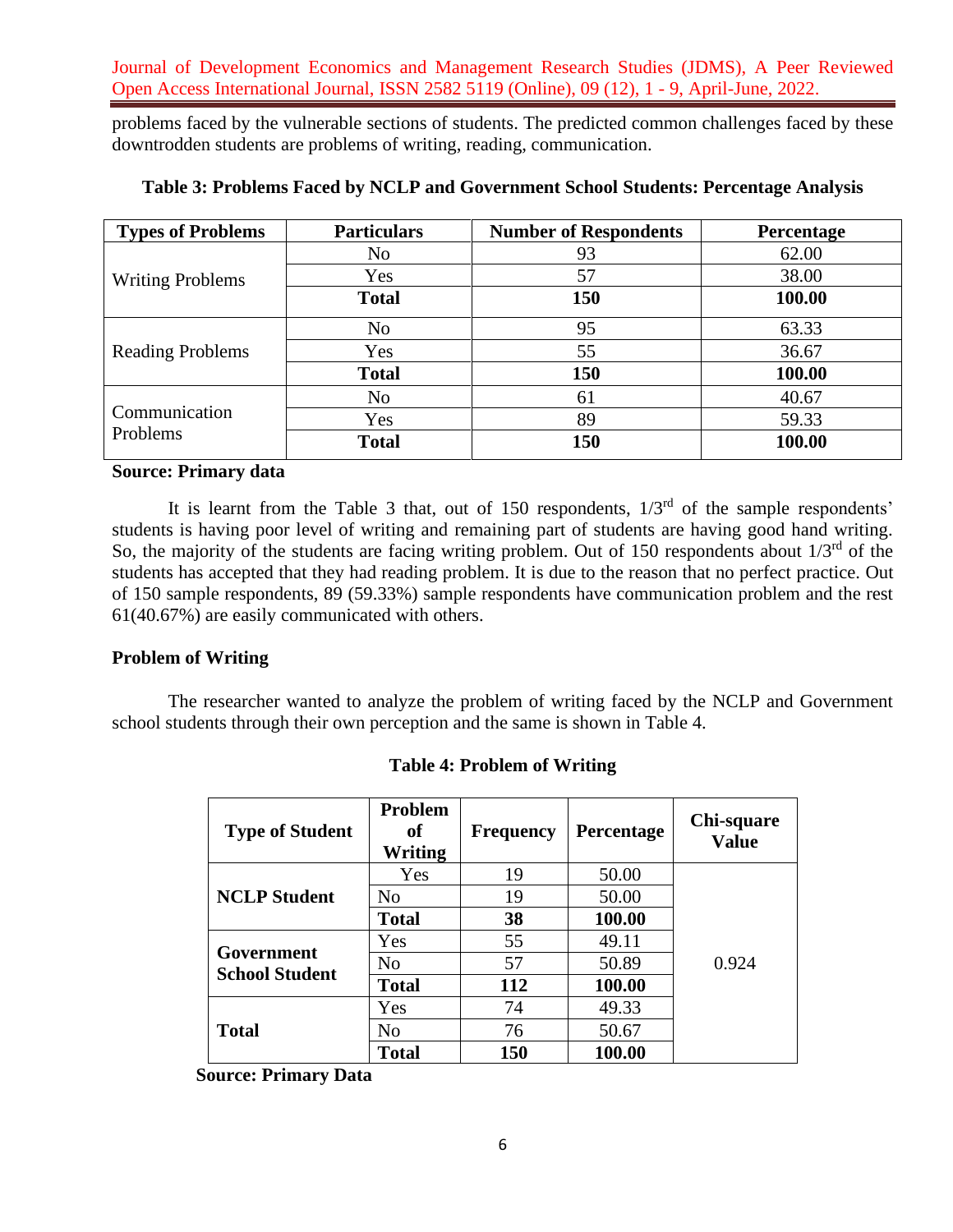problems faced by the vulnerable sections of students. The predicted common challenges faced by these downtrodden students are problems of writing, reading, communication.

**Table 3: Problems Faced by NCLP and Government School Students: Percentage Analysis**

| Types of Problems | Particulars | Number of Respondents | Percentage |
|---|---|---|---|
| Writing Problems | No | 93 | 62.00 |
| | Yes | 57 | 38.00 |
| | **Total** | **150** | **100.00** |
| Reading Problems | No | 95 | 63.33 |
| | Yes | 55 | 36.67 |
| | **Total** | **150** | **100.00** |
| Communication Problems | No | 61 | 40.67 |
| | Yes | 89 | 59.33 |
| | **Total** | **150** | **100.00** |

**Source: Primary data**

It is learnt from the Table 3 that, out of 150 respondents, 1/3rd of the sample respondents' students is having poor level of writing and remaining part of students are having good hand writing. So, the majority of the students are facing writing problem. Out of 150 respondents about 1/3rd of the students has accepted that they had reading problem. It is due to the reason that no perfect practice. Out of 150 sample respondents, 89 (59.33%) sample respondents have communication problem and the rest 61(40.67%) are easily communicated with others.

**Problem of Writing**

The researcher wanted to analyze the problem of writing faced by the NCLP and Government school students through their own perception and the same is shown in Table 4.

**Table 4: Problem of Writing**

| Type of Student | Problem of Writing | Frequency | Percentage | Chi-square Value |
|---|---|---|---|---|
| **NCLP Student** | Yes | 19 | 50.00 | 0.924 |
| | No | 19 | 50.00 | |
| | **Total** | **38** | **100.00** | |
| **Government School Student** | Yes | 55 | 49.11 | |
| | No | 57 | 50.89 | |
| | **Total** | **112** | **100.00** | |
| **Total** | Yes | 74 | 49.33 | |
| | No | 76 | 50.67 | |
| | **Total** | **150** | **100.00** | |

**Source: Primary Data**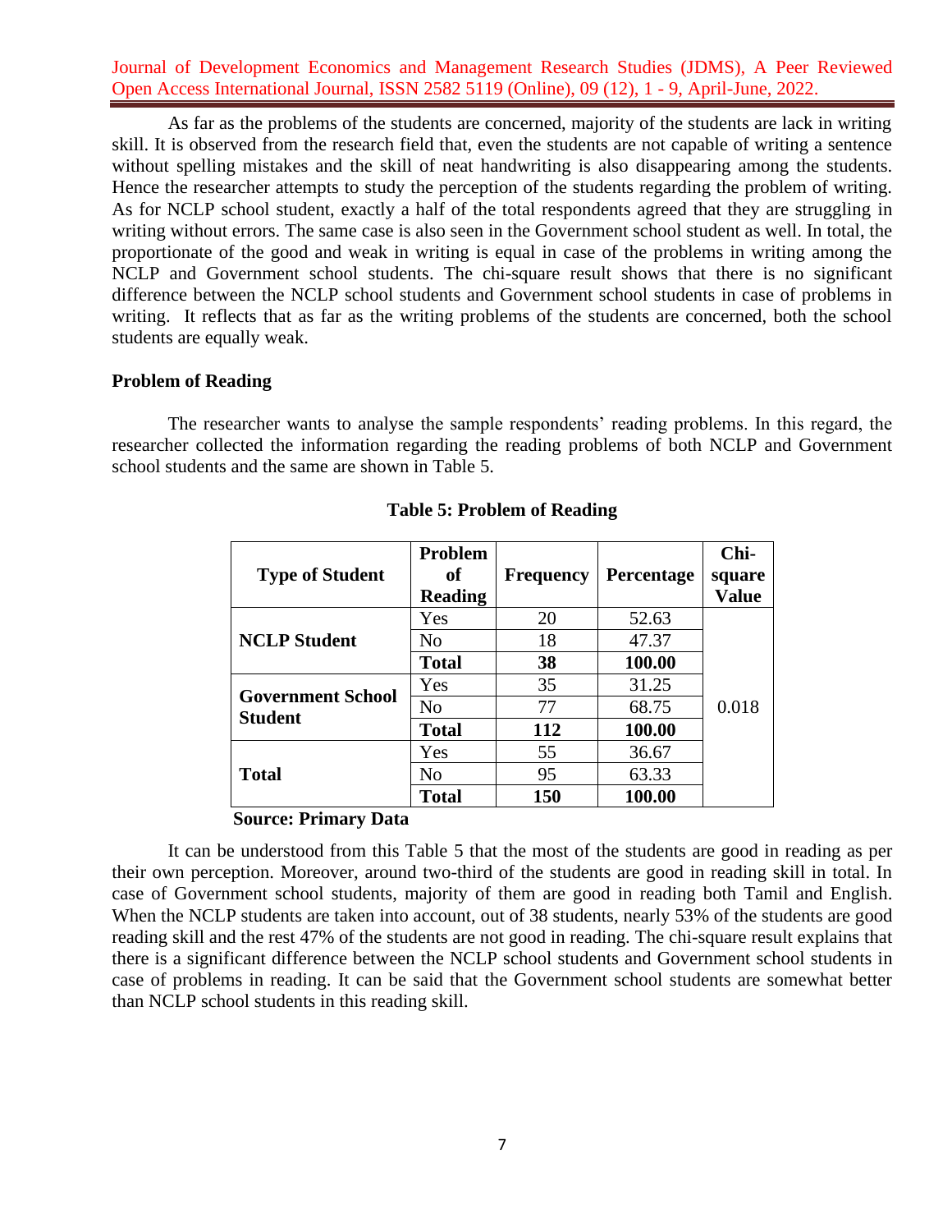As far as the problems of the students are concerned, majority of the students are lack in writing skill. It is observed from the research field that, even the students are not capable of writing a sentence without spelling mistakes and the skill of neat handwriting is also disappearing among the students. Hence the researcher attempts to study the perception of the students regarding the problem of writing. As for NCLP school student, exactly a half of the total respondents agreed that they are struggling in writing without errors. The same case is also seen in the Government school student as well. In total, the proportionate of the good and weak in writing is equal in case of the problems in writing among the NCLP and Government school students. The chi-square result shows that there is no significant difference between the NCLP school students and Government school students in case of problems in writing. It reflects that as far as the writing problems of the students are concerned, both the school students are equally weak.

### Problem of Reading

The researcher wants to analyse the sample respondents' reading problems. In this regard, the researcher collected the information regarding the reading problems of both NCLP and Government school students and the same are shown in Table 5.

**Table 5: Problem of Reading**

| Type of Student | Problem of Reading | Frequency | Percentage | Chi-square Value |
|---|---|---|---|---|
| **NCLP Student** | Yes | 20 | 52.63 | 0.018 |
| | No | 18 | 47.37 | |
| | **Total** | **38** | **100.00** | |
| **Government School Student** | Yes | 35 | 31.25 | |
| | No | 77 | 68.75 | |
| | **Total** | **112** | **100.00** | |
| **Total** | Yes | 55 | 36.67 | |
| | No | 95 | 63.33 | |
| | **Total** | **150** | **100.00** | |

**Source: Primary Data**

It can be understood from this Table 5 that the most of the students are good in reading as per their own perception. Moreover, around two-third of the students are good in reading skill in total. In case of Government school students, majority of them are good in reading both Tamil and English. When the NCLP students are taken into account, out of 38 students, nearly 53% of the students are good reading skill and the rest 47% of the students are not good in reading. The chi-square result explains that there is a significant difference between the NCLP school students and Government school students in case of problems in reading. It can be said that the Government school students are somewhat better than NCLP school students in this reading skill.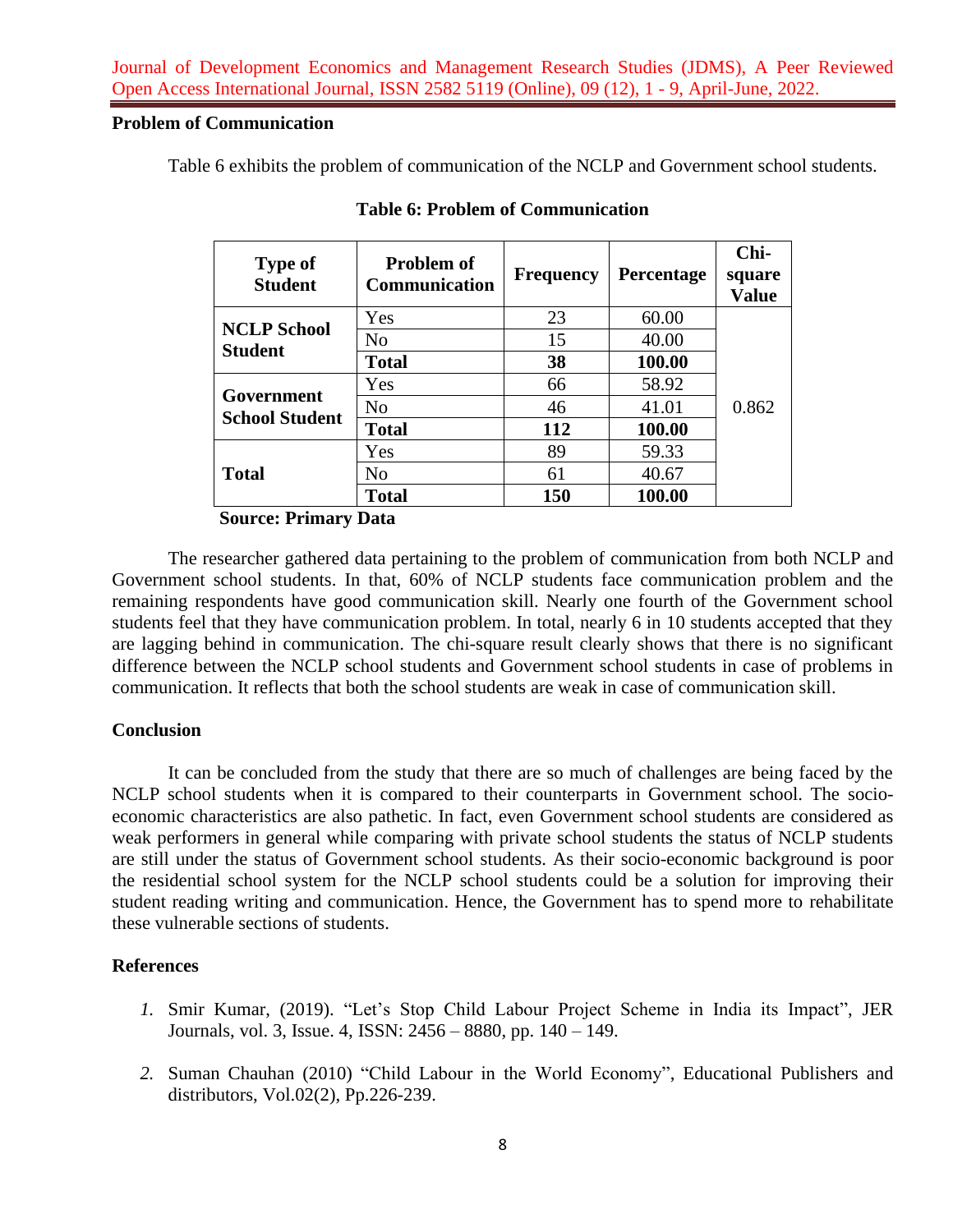## Problem of Communication

Table 6 exhibits the problem of communication of the NCLP and Government school students.

**Table 6: Problem of Communication**

| Type of Student | Problem of Communication | Frequency | Percentage | Chi-square Value |
|---|---|---|---|---|
| **NCLP School Student** | Yes | 23 | 60.00 | 0.862 |
| | No | 15 | 40.00 | |
| | **Total** | **38** | **100.00** | |
| **Government School Student** | Yes | 66 | 58.92 | |
| | No | 46 | 41.01 | |
| | **Total** | **112** | **100.00** | |
| **Total** | Yes | 89 | 59.33 | |
| | No | 61 | 40.67 | |
| | **Total** | **150** | **100.00** | |

**Source: Primary Data**

The researcher gathered data pertaining to the problem of communication from both NCLP and Government school students. In that, 60% of NCLP students face communication problem and the remaining respondents have good communication skill. Nearly one fourth of the Government school students feel that they have communication problem. In total, nearly 6 in 10 students accepted that they are lagging behind in communication. The chi-square result clearly shows that there is no significant difference between the NCLP school students and Government school students in case of problems in communication. It reflects that both the school students are weak in case of communication skill.

## Conclusion

It can be concluded from the study that there are so much of challenges are being faced by the NCLP school students when it is compared to their counterparts in Government school. The socio-economic characteristics are also pathetic. In fact, even Government school students are considered as weak performers in general while comparing with private school students the status of NCLP students are still under the status of Government school students. As their socio-economic background is poor the residential school system for the NCLP school students could be a solution for improving their student reading writing and communication. Hence, the Government has to spend more to rehabilitate these vulnerable sections of students.

## References

1. Smir Kumar, (2019). "Let's Stop Child Labour Project Scheme in India its Impact", JER Journals, vol. 3, Issue. 4, ISSN: 2456 – 8880, pp. 140 – 149.

2. Suman Chauhan (2010) "Child Labour in the World Economy", Educational Publishers and distributors, Vol.02(2), Pp.226-239.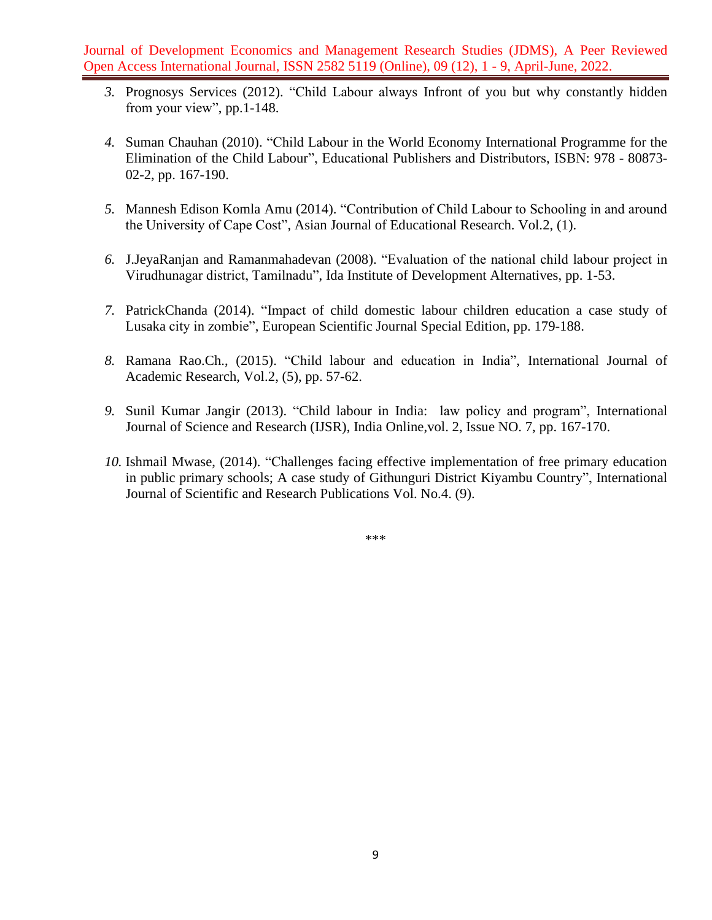3. Prognosys Services (2012). "Child Labour always Infront of you but why constantly hidden from your view", pp.1-148.

4. Suman Chauhan (2010). "Child Labour in the World Economy International Programme for the Elimination of the Child Labour", Educational Publishers and Distributors, ISBN: 978 - 80873-02-2, pp. 167-190.

5. Mannesh Edison Komla Amu (2014). "Contribution of Child Labour to Schooling in and around the University of Cape Cost", Asian Journal of Educational Research. Vol.2, (1).

6. J.JeyaRanjan and Ramanmahadevan (2008). "Evaluation of the national child labour project in Virudhunagar district, Tamilnadu", Ida Institute of Development Alternatives, pp. 1-53.

7. PatrickChanda (2014). "Impact of child domestic labour children education a case study of Lusaka city in zombie", European Scientific Journal Special Edition, pp. 179-188.

8. Ramana Rao.Ch., (2015). "Child labour and education in India", International Journal of Academic Research, Vol.2, (5), pp. 57-62.

9. Sunil Kumar Jangir (2013). "Child labour in India: law policy and program", International Journal of Science and Research (IJSR), India Online,vol. 2, Issue NO. 7, pp. 167-170.

10. Ishmail Mwase, (2014). "Challenges facing effective implementation of free primary education in public primary schools; A case study of Githunguri District Kiyambu Country", International Journal of Scientific and Research Publications Vol. No.4. (9).

***